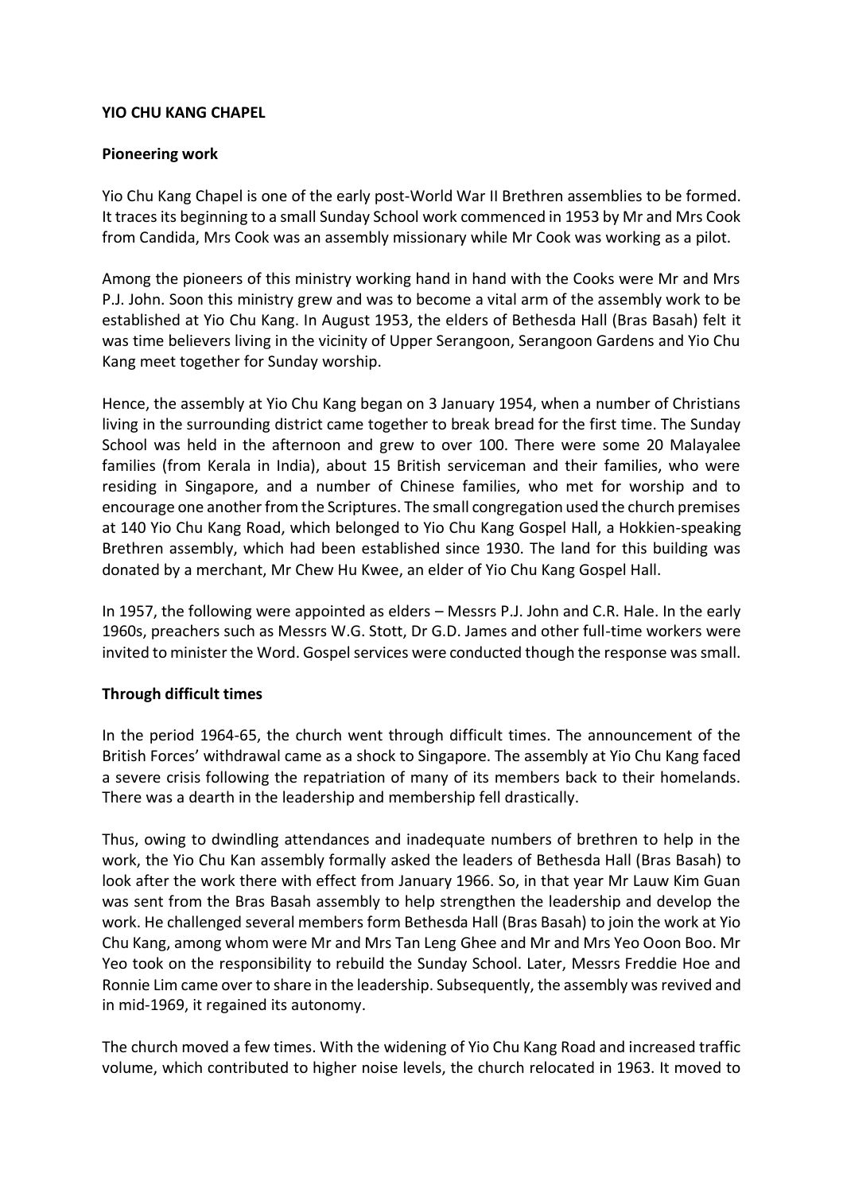**YIO CHU KANG CHAPEL**

**Pioneering work**

Yio Chu Kang Chapel is one of the early post-World War II Brethren assemblies to be formed. It traces its beginning to a small Sunday School work commenced in 1953 by Mr and Mrs Cook from Candida, Mrs Cook was an assembly missionary while Mr Cook was working as a pilot.

Among the pioneers of this ministry working hand in hand with the Cooks were Mr and Mrs P.J. John. Soon this ministry grew and was to become a vital arm of the assembly work to be established at Yio Chu Kang. In August 1953, the elders of Bethesda Hall (Bras Basah) felt it was time believers living in the vicinity of Upper Serangoon, Serangoon Gardens and Yio Chu Kang meet together for Sunday worship.

Hence, the assembly at Yio Chu Kang began on 3 January 1954, when a number of Christians living in the surrounding district came together to break bread for the first time. The Sunday School was held in the afternoon and grew to over 100. There were some 20 Malayalee families (from Kerala in India), about 15 British serviceman and their families, who were residing in Singapore, and a number of Chinese families, who met for worship and to encourage one another from the Scriptures. The small congregation used the church premises at 140 Yio Chu Kang Road, which belonged to Yio Chu Kang Gospel Hall, a Hokkien-speaking Brethren assembly, which had been established since 1930. The land for this building was donated by a merchant, Mr Chew Hu Kwee, an elder of Yio Chu Kang Gospel Hall.

In 1957, the following were appointed as elders – Messrs P.J. John and C.R. Hale. In the early 1960s, preachers such as Messrs W.G. Stott, Dr G.D. James and other full-time workers were invited to minister the Word. Gospel services were conducted though the response was small.

**Through difficult times**

In the period 1964-65, the church went through difficult times. The announcement of the British Forces' withdrawal came as a shock to Singapore. The assembly at Yio Chu Kang faced a severe crisis following the repatriation of many of its members back to their homelands. There was a dearth in the leadership and membership fell drastically.

Thus, owing to dwindling attendances and inadequate numbers of brethren to help in the work, the Yio Chu Kan assembly formally asked the leaders of Bethesda Hall (Bras Basah) to look after the work there with effect from January 1966. So, in that year Mr Lauw Kim Guan was sent from the Bras Basah assembly to help strengthen the leadership and develop the work. He challenged several members form Bethesda Hall (Bras Basah) to join the work at Yio Chu Kang, among whom were Mr and Mrs Tan Leng Ghee and Mr and Mrs Yeo Ooon Boo. Mr Yeo took on the responsibility to rebuild the Sunday School. Later, Messrs Freddie Hoe and Ronnie Lim came over to share in the leadership. Subsequently, the assembly was revived and in mid-1969, it regained its autonomy.

The church moved a few times. With the widening of Yio Chu Kang Road and increased traffic volume, which contributed to higher noise levels, the church relocated in 1963. It moved to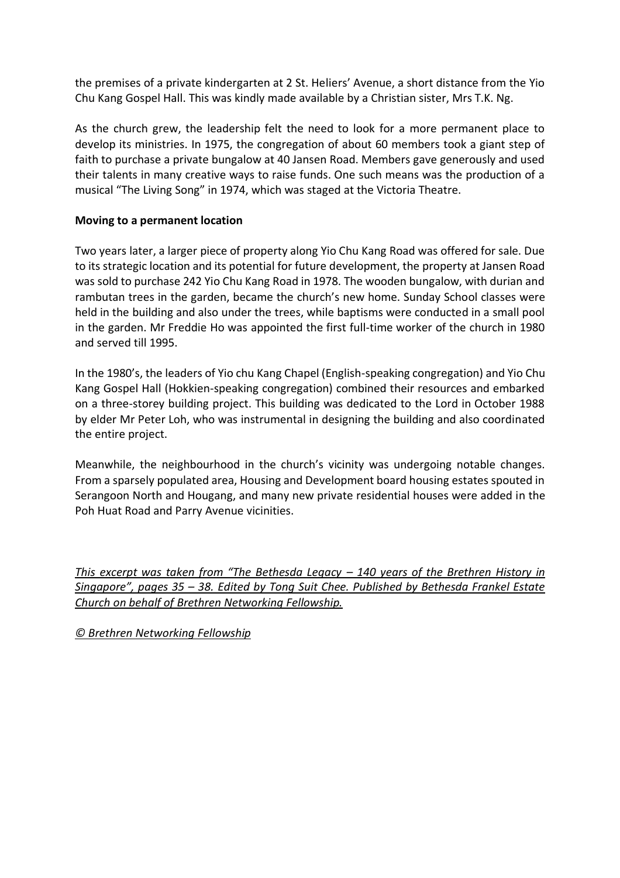the premises of a private kindergarten at 2 St. Heliers' Avenue, a short distance from the Yio Chu Kang Gospel Hall. This was kindly made available by a Christian sister, Mrs T.K. Ng.

As the church grew, the leadership felt the need to look for a more permanent place to develop its ministries. In 1975, the congregation of about 60 members took a giant step of faith to purchase a private bungalow at 40 Jansen Road. Members gave generously and used their talents in many creative ways to raise funds. One such means was the production of a musical "The Living Song" in 1974, which was staged at the Victoria Theatre.

**Moving to a permanent location**

Two years later, a larger piece of property along Yio Chu Kang Road was offered for sale. Due to its strategic location and its potential for future development, the property at Jansen Road was sold to purchase 242 Yio Chu Kang Road in 1978. The wooden bungalow, with durian and rambutan trees in the garden, became the church's new home. Sunday School classes were held in the building and also under the trees, while baptisms were conducted in a small pool in the garden. Mr Freddie Ho was appointed the first full-time worker of the church in 1980 and served till 1995.

In the 1980's, the leaders of Yio chu Kang Chapel (English-speaking congregation) and Yio Chu Kang Gospel Hall (Hokkien-speaking congregation) combined their resources and embarked on a three-storey building project. This building was dedicated to the Lord in October 1988 by elder Mr Peter Loh, who was instrumental in designing the building and also coordinated the entire project.

Meanwhile, the neighbourhood in the church's vicinity was undergoing notable changes. From a sparsely populated area, Housing and Development board housing estates spouted in Serangoon North and Hougang, and many new private residential houses were added in the Poh Huat Road and Parry Avenue vicinities.

*This excerpt was taken from "The Bethesda Legacy – 140 years of the Brethren History in Singapore", pages 35 – 38. Edited by Tong Suit Chee. Published by Bethesda Frankel Estate Church on behalf of Brethren Networking Fellowship.*

*© Brethren Networking Fellowship*